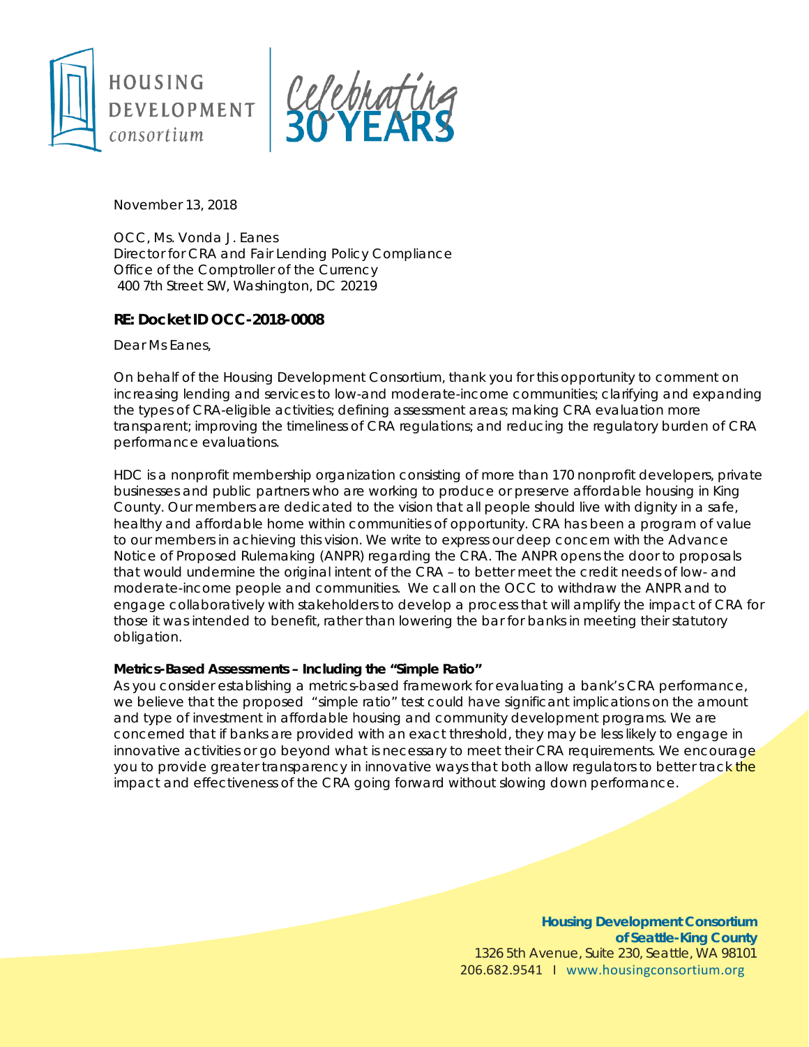HOUSING DEVELOPMENT consortium | Celebrating 30 YEARS

November 13, 2018

OCC, Ms. Vonda J. Eanes
Director for CRA and Fair Lending Policy Compliance
Office of the Comptroller of the Currency
400 7th Street SW, Washington, DC 20219

**RE: Docket ID OCC-2018-0008**

Dear Ms Eanes,

On behalf of the Housing Development Consortium, thank you for this opportunity to comment on increasing lending and services to low-and moderate-income communities; clarifying and expanding the types of CRA-eligible activities; defining assessment areas; making CRA evaluation more transparent; improving the timeliness of CRA regulations; and reducing the regulatory burden of CRA performance evaluations.

HDC is a nonprofit membership organization consisting of more than 170 nonprofit developers, private businesses and public partners who are working to produce or preserve affordable housing in King County. Our members are dedicated to the vision that all people should live with dignity in a safe, healthy and affordable home within communities of opportunity. CRA has been a program of value to our members in achieving this vision. We write to express our deep concern with the Advance Notice of Proposed Rulemaking (ANPR) regarding the CRA. The ANPR opens the door to proposals that would undermine the original intent of the CRA – to better meet the credit needs of low- and moderate-income people and communities. We call on the OCC to withdraw the ANPR and to engage collaboratively with stakeholders to develop a process that will amplify the impact of CRA for those it was intended to benefit, rather than lowering the bar for banks in meeting their statutory obligation.

**Metrics-Based Assessments – Including the "Simple Ratio"**

As you consider establishing a metrics-based framework for evaluating a bank's CRA performance, we believe that the proposed "simple ratio" test could have significant implications on the amount and type of investment in affordable housing and community development programs. We are concerned that if banks are provided with an exact threshold, they may be less likely to engage in innovative activities or go beyond what is necessary to meet their CRA requirements. We encourage you to provide greater transparency in innovative ways that both allow regulators to better track the impact and effectiveness of the CRA going forward without slowing down performance.

**Housing Development Consortium of Seattle-King County**
1326 5th Avenue, Suite 230, Seattle, WA 98101
206.682.9541 I www.housingconsortium.org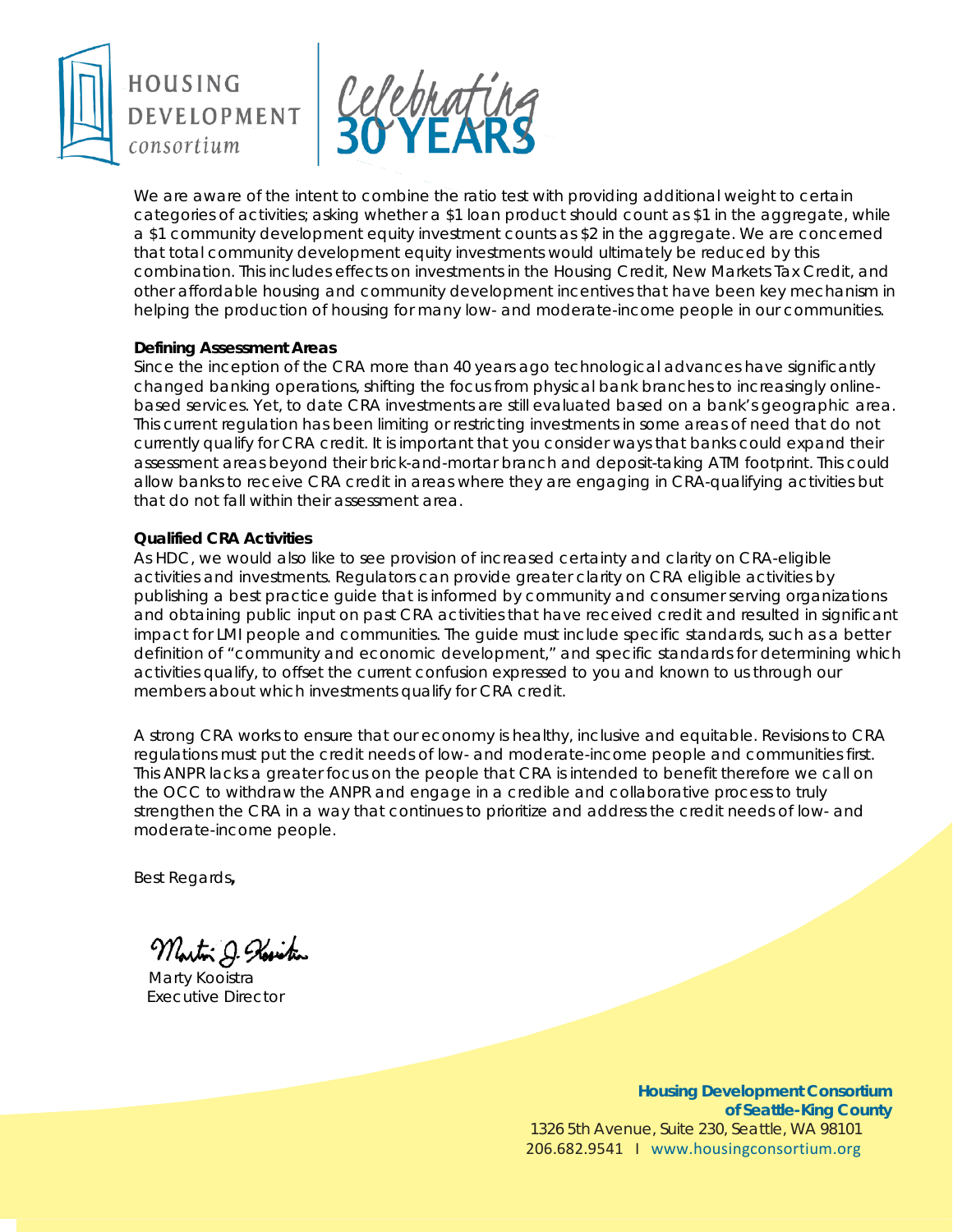We are aware of the intent to combine the ratio test with providing additional weight to certain categories of activities; asking whether a $1 loan product should count as $1 in the aggregate, while a $1 community development equity investment counts as $2 in the aggregate. We are concerned that total community development equity investments would ultimately be reduced by this combination. This includes effects on investments in the Housing Credit, New Markets Tax Credit, and other affordable housing and community development incentives that have been key mechanism in helping the production of housing for many low- and moderate-income people in our communities.

**Defining Assessment Areas**

Since the inception of the CRA more than 40 years ago technological advances have significantly changed banking operations, shifting the focus from physical bank branches to increasingly online-based services. Yet, to date CRA investments are still evaluated based on a bank's geographic area. This current regulation has been limiting or restricting investments in some areas of need that do not currently qualify for CRA credit. It is important that you consider ways that banks could expand their assessment areas beyond their brick-and-mortar branch and deposit-taking ATM footprint. This could allow banks to receive CRA credit in areas where they are engaging in CRA-qualifying activities but that do not fall within their assessment area.

**Qualified CRA Activities**

As HDC, we would also like to see provision of increased certainty and clarity on CRA-eligible activities and investments. Regulators can provide greater clarity on CRA eligible activities by publishing a best practice guide that is informed by community and consumer serving organizations and obtaining public input on past CRA activities that have received credit and resulted in significant impact for LMI people and communities. The guide must include specific standards, such as a better definition of "community and economic development," and specific standards for determining which activities qualify, to offset the current confusion expressed to you and known to us through our members about which investments qualify for CRA credit.

A strong CRA works to ensure that our economy is healthy, inclusive and equitable. Revisions to CRA regulations must put the credit needs of low- and moderate-income people and communities first. This ANPR lacks a greater focus on the people that CRA is intended to benefit therefore we call on the OCC to withdraw the ANPR and engage in a credible and collaborative process to truly strengthen the CRA in a way that continues to prioritize and address the credit needs of low- and moderate-income people.

Best Regards,

Marty Kooistra
Executive Director

**Housing Development Consortium of Seattle-King County**
1326 5th Avenue, Suite 230, Seattle, WA 98101
206.682.9541 I www.housingconsortium.org